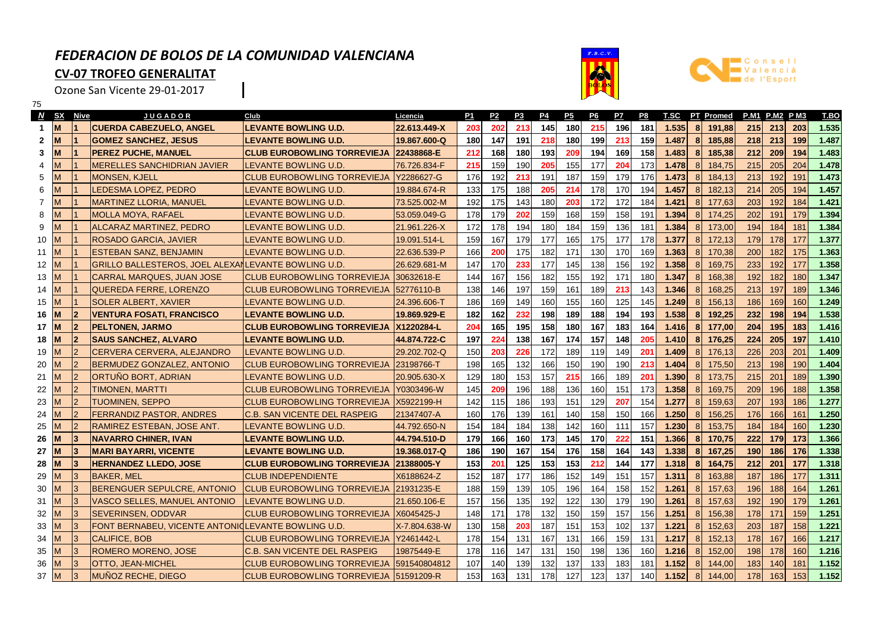# *FEDERACION DE BOLOS DE LA COMUNIDAD VALENCIANA*

## CV-07 TROFEO GENERALITAT

Ozone San Vicente 29-01-2017

75

| N | SX | Nive | JUGADOR | Club | Licencia | P1 | P2 | P3 | P4 | P5 | P6 | P7 | P8 | T.SC | PT | Promed | P.M1 | P.M2 | P M3 | T.BO |
|---|---|---|---|---|---|---|---|---|---|---|---|---|---|---|---|---|---|---|---|---|
| **1** | **M** | **1** | **CUERDA CABEZUELO, ANGEL** | **LEVANTE BOWLING U.D.** | **22.613.449-X** | **203** | **202** | **213** | **145** | **180** | **215** | **196** | **181** | **1.535** | **8** | **191,88** | **215** | **213** | **203** | **1.535** |
| **2** | **M** | **1** | **GOMEZ SANCHEZ, JESUS** | **LEVANTE BOWLING U.D.** | **19.867.600-Q** | **180** | **147** | **191** | **218** | **180** | **199** | **213** | **159** | **1.487** | **8** | **185,88** | **218** | **213** | **199** | **1.487** |
| **3** | **M** | **1** | **PEREZ PUCHE, MANUEL** | **CLUB EUROBOWLING TORREVIEJA** | **22438868-E** | **212** | **168** | **180** | **193** | **209** | **194** | **169** | **158** | **1.483** | **8** | **185,38** | **212** | **209** | **194** | **1.483** |
| 4 | M | 1 | MERELLES SANCHIDRIAN JAVIER | LEVANTE BOWLING U.D. | 76.726.834-F | 215 | 159 | 190 | 205 | 155 | 177 | 204 | 173 | 1.478 | 8 | 184,75 | 215 | 205 | 204 | 1.478 |
| 5 | M | 1 | MONSEN, KJELL | CLUB EUROBOWLING TORREVIEJA | Y2286627-G | 176 | 192 | 213 | 191 | 187 | 159 | 179 | 176 | 1.473 | 8 | 184,13 | 213 | 192 | 191 | 1.473 |
| 6 | M | 1 | LEDESMA LOPEZ, PEDRO | LEVANTE BOWLING U.D. | 19.884.674-R | 133 | 175 | 188 | 205 | 214 | 178 | 170 | 194 | 1.457 | 8 | 182,13 | 214 | 205 | 194 | 1.457 |
| 7 | M | 1 | MARTINEZ LLORIA, MANUEL | LEVANTE BOWLING U.D. | 73.525.002-M | 192 | 175 | 143 | 180 | 203 | 172 | 172 | 184 | 1.421 | 8 | 177,63 | 203 | 192 | 184 | 1.421 |
| 8 | M | 1 | MOLLA MOYA, RAFAEL | LEVANTE BOWLING U.D. | 53.059.049-G | 178 | 179 | 202 | 159 | 168 | 159 | 158 | 191 | 1.394 | 8 | 174,25 | 202 | 191 | 179 | 1.394 |
| 9 | M | 1 | ALCARAZ MARTINEZ, PEDRO | LEVANTE BOWLING U.D. | 21.961.226-X | 172 | 178 | 194 | 180 | 184 | 159 | 136 | 181 | 1.384 | 8 | 173,00 | 194 | 184 | 181 | 1.384 |
| 10 | M | 1 | ROSADO GARCIA, JAVIER | LEVANTE BOWLING U.D. | 19.091.514-L | 159 | 167 | 179 | 177 | 165 | 175 | 177 | 178 | 1.377 | 8 | 172,13 | 179 | 178 | 177 | 1.377 |
| 11 | M | 1 | ESTEBAN SANZ, BENJAMIN | LEVANTE BOWLING U.D. | 22.636.539-P | 166 | 200 | 175 | 182 | 171 | 130 | 170 | 169 | 1.363 | 8 | 170,38 | 200 | 182 | 175 | 1.363 |
| 12 | M | 1 | GRILLO BALLESTEROS, JOEL ALEXAN | LEVANTE BOWLING U.D. | 26.629.681-M | 147 | 170 | 233 | 177 | 145 | 138 | 156 | 192 | 1.358 | 8 | 169,75 | 233 | 192 | 177 | 1.358 |
| 13 | M | 1 | CARRAL MARQUES, JUAN JOSE | CLUB EUROBOWLING TORREVIEJA | 30632618-E | 144 | 167 | 156 | 182 | 155 | 192 | 171 | 180 | 1.347 | 8 | 168,38 | 192 | 182 | 180 | 1.347 |
| 14 | M | 1 | QUEREDA FERRE, LORENZO | CLUB EUROBOWLING TORREVIEJA | 52776110-B | 138 | 146 | 197 | 159 | 161 | 189 | 213 | 143 | 1.346 | 8 | 168,25 | 213 | 197 | 189 | 1.346 |
| 15 | M | 1 | SOLER ALBERT, XAVIER | LEVANTE BOWLING U.D. | 24.396.606-T | 186 | 169 | 149 | 160 | 155 | 160 | 125 | 145 | 1.249 | 8 | 156,13 | 186 | 169 | 160 | 1.249 |
| **16** | **M** | **2** | **VENTURA FOSATI, FRANCISCO** | **LEVANTE BOWLING U.D.** | **19.869.929-E** | **182** | **162** | **232** | **198** | **189** | **188** | **194** | **193** | **1.538** | **8** | **192,25** | **232** | **198** | **194** | **1.538** |
| **17** | **M** | **2** | **PELTONEN, JARMO** | **CLUB EUROBOWLING TORREVIEJA** | **X1220284-L** | **204** | **165** | **195** | **158** | **180** | **167** | **183** | **164** | **1.416** | **8** | **177,00** | **204** | **195** | **183** | **1.416** |
| **18** | **M** | **2** | **SAUS SANCHEZ, ALVARO** | **LEVANTE BOWLING U.D.** | **44.874.722-C** | **197** | **224** | **138** | **167** | **174** | **157** | **148** | **205** | **1.410** | **8** | **176,25** | **224** | **205** | **197** | **1.410** |
| 19 | M | 2 | CERVERA CERVERA, ALEJANDRO | LEVANTE BOWLING U.D. | 29.202.702-Q | 150 | 203 | 226 | 172 | 189 | 119 | 149 | 201 | 1.409 | 8 | 176,13 | 226 | 203 | 201 | 1.409 |
| 20 | M | 2 | BERMUDEZ GONZALEZ, ANTONIO | CLUB EUROBOWLING TORREVIEJA | 23198766-T | 198 | 165 | 132 | 166 | 150 | 190 | 190 | 213 | 1.404 | 8 | 175,50 | 213 | 198 | 190 | 1.404 |
| 21 | M | 2 | ORTUÑO BORT, ADRIAN | LEVANTE BOWLING U.D. | 20.905.630-X | 129 | 180 | 153 | 157 | 215 | 166 | 189 | 201 | 1.390 | 8 | 173,75 | 215 | 201 | 189 | 1.390 |
| 22 | M | 2 | TIMONEN, MARTTI | CLUB EUROBOWLING TORREVIEJA | Y0303496-W | 145 | 209 | 196 | 188 | 136 | 160 | 151 | 173 | 1.358 | 8 | 169,75 | 209 | 196 | 188 | 1.358 |
| 23 | M | 2 | TUOMINEN, SEPPO | CLUB EUROBOWLING TORREVIEJA | X5922199-H | 142 | 115 | 186 | 193 | 151 | 129 | 207 | 154 | 1.277 | 8 | 159,63 | 207 | 193 | 186 | 1.277 |
| 24 | M | 2 | FERRANDIZ PASTOR, ANDRES | C.B. SAN VICENTE DEL RASPEIG | 21347407-A | 160 | 176 | 139 | 161 | 140 | 158 | 150 | 166 | 1.250 | 8 | 156,25 | 176 | 166 | 161 | 1.250 |
| 25 | M | 2 | RAMIREZ ESTEBAN, JOSE ANT. | LEVANTE BOWLING U.D. | 44.792.650-N | 154 | 184 | 184 | 138 | 142 | 160 | 111 | 157 | 1.230 | 8 | 153,75 | 184 | 184 | 160 | 1.230 |
| **26** | **M** | **3** | **NAVARRO CHINER, IVAN** | **LEVANTE BOWLING U.D.** | **44.794.510-D** | **179** | **166** | **160** | **173** | **145** | **170** | **222** | **151** | **1.366** | **8** | **170,75** | **222** | **179** | **173** | **1.366** |
| **27** | **M** | **3** | **MARI BAYARRI, VICENTE** | **LEVANTE BOWLING U.D.** | **19.368.017-Q** | **186** | **190** | **167** | **154** | **176** | **158** | **164** | **143** | **1.338** | **8** | **167,25** | **190** | **186** | **176** | **1.338** |
| **28** | **M** | **3** | **HERNANDEZ LLEDO, JOSE** | **CLUB EUROBOWLING TORREVIEJA** | **21388005-Y** | **153** | **201** | **125** | **153** | **153** | **212** | **144** | **177** | **1.318** | **8** | **164,75** | **212** | **201** | **177** | **1.318** |
| 29 | M | 3 | BAKER, MEL | CLUB INDEPENDIENTE | X6188624-Z | 152 | 187 | 177 | 186 | 152 | 149 | 151 | 157 | 1.311 | 8 | 163,88 | 187 | 186 | 177 | 1.311 |
| 30 | M | 3 | BERENGUER SEPULCRE, ANTONIO | CLUB EUROBOWLING TORREVIEJA | 21931235-E | 188 | 159 | 139 | 105 | 196 | 164 | 158 | 152 | 1.261 | 8 | 157,63 | 196 | 188 | 164 | 1.261 |
| 31 | M | 3 | VASCO SELLES, MANUEL ANTONIO | LEVANTE BOWLING U.D. | 21.650.106-E | 157 | 156 | 135 | 192 | 122 | 130 | 179 | 190 | 1.261 | 8 | 157,63 | 192 | 190 | 179 | 1.261 |
| 32 | M | 3 | SEVERINSEN, ODDVAR | CLUB EUROBOWLING TORREVIEJA | X6045425-J | 148 | 171 | 178 | 132 | 150 | 159 | 157 | 156 | 1.251 | 8 | 156,38 | 178 | 171 | 159 | 1.251 |
| 33 | M | 3 | FONT BERNABEU, VICENTE ANTONIO | LEVANTE BOWLING U.D. | X-7.804.638-W | 130 | 158 | 203 | 187 | 151 | 153 | 102 | 137 | 1.221 | 8 | 152,63 | 203 | 187 | 158 | 1.221 |
| 34 | M | 3 | CALIFICE, BOB | CLUB EUROBOWLING TORREVIEJA | Y2461442-L | 178 | 154 | 131 | 167 | 131 | 166 | 159 | 131 | 1.217 | 8 | 152,13 | 178 | 167 | 166 | 1.217 |
| 35 | M | 3 | ROMERO MORENO, JOSE | C.B. SAN VICENTE DEL RASPEIG | 19875449-E | 178 | 116 | 147 | 131 | 150 | 198 | 136 | 160 | 1.216 | 8 | 152,00 | 198 | 178 | 160 | 1.216 |
| 36 | M | 3 | OTTO, JEAN-MICHEL | CLUB EUROBOWLING TORREVIEJA | 591540804812 | 107 | 140 | 139 | 132 | 137 | 133 | 183 | 181 | 1.152 | 8 | 144,00 | 183 | 140 | 181 | 1.152 |
| 37 | M | 3 | MUÑOZ RECHE, DIEGO | CLUB EUROBOWLING TORREVIEJA | 51591209-R | 153 | 163 | 131 | 178 | 127 | 123 | 137 | 140 | 1.152 | 8 | 144,00 | 178 | 163 | 153 | 1.152 |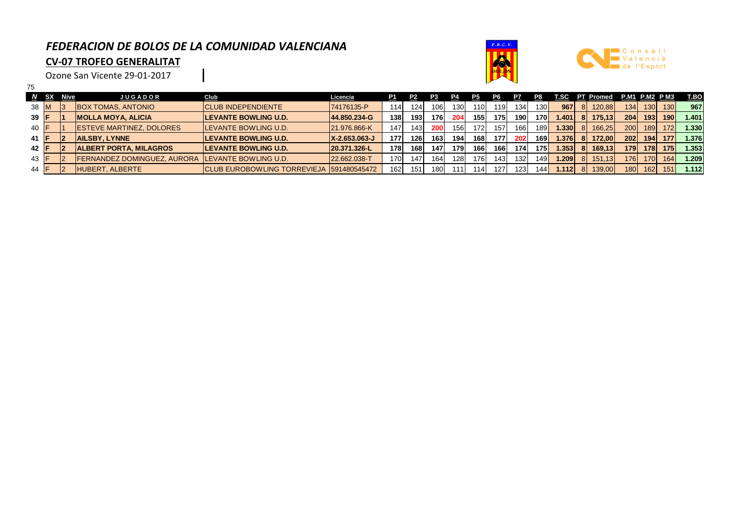## *FEDERACION DE BOLOS DE LA COMUNIDAD VALENCIANA*

**CV-07 TROFEO GENERALITAT**

Ozone San Vicente 29-01-2017

75

| N | SX | Nive | JUGADOR | Club | Licencia | P1 | P2 | P3 | P4 | P5 | P6 | P7 | P8 | T.SC | PT | Promed | P.M1 | P.M2 | P M3 | T.BO |
|---|---|---|---|---|---|---|---|---|---|---|---|---|---|---|---|---|---|---|---|---|
| 38 | M | 3 | BOX TOMAS, ANTONIO | CLUB INDEPENDIENTE | 74176135-P | 114 | 124 | 106 | 130 | 110 | 119 | 134 | 130 | 967 | 8 | 120,88 | 134 | 130 | 130 | 967 |
| **39** | **F** | **1** | **MOLLA MOYA, ALICIA** | **LEVANTE BOWLING U.D.** | **44.850.234-G** | **138** | **193** | **176** | **204** | **155** | **175** | **190** | **170** | **1.401** | **8** | **175,13** | **204** | **193** | **190** | **1.401** |
| 40 | F | 1 | ESTEVE MARTINEZ, DOLORES | LEVANTE BOWLING U.D. | 21.976.866-K | 147 | 143 | 200 | 156 | 172 | 157 | 166 | 189 | 1.330 | 8 | 166,25 | 200 | 189 | 172 | 1.330 |
| **41** | **F** | **2** | **AILSBY, LYNNE** | **LEVANTE BOWLING U.D.** | **X-2.653.063-J** | **177** | **126** | **163** | **194** | **168** | **177** | **202** | **169** | **1.376** | **8** | **172,00** | **202** | **194** | **177** | **1.376** |
| **42** | **F** | **2** | **ALBERT PORTA, MILAGROS** | **LEVANTE BOWLING U.D.** | **20.371.326-L** | **178** | **168** | **147** | **179** | **166** | **166** | **174** | **175** | **1.353** | **8** | **169,13** | **179** | **178** | **175** | **1.353** |
| 43 | F | 2 | FERNANDEZ DOMINGUEZ, AURORA | LEVANTE BOWLING U.D. | 22.662.038-T | 170 | 147 | 164 | 128 | 176 | 143 | 132 | 149 | 1.209 | 8 | 151,13 | 176 | 170 | 164 | 1.209 |
| 44 | F | 2 | HUBERT, ALBERTE | CLUB EUROBOWLING TORREVIEJA | 591480545472 | 162 | 151 | 180 | 111 | 114 | 127 | 123 | 144 | 1.112 | 8 | 139,00 | 180 | 162 | 151 | 1.112 |